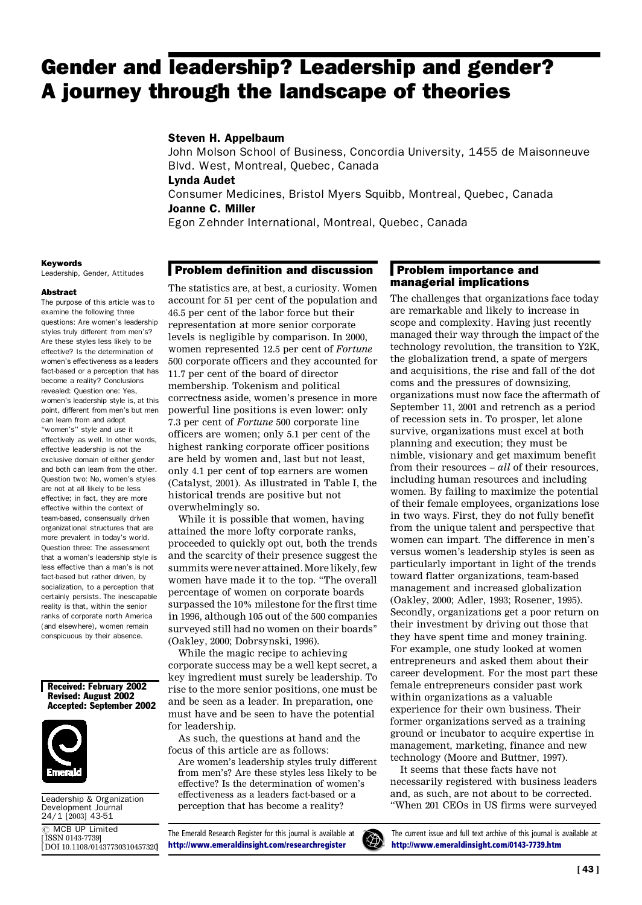# Gender and leadership? Leadership and gender? A journey through the landscape of theories

**Steven H. Appelbaum**
John Molson School of Business, Concordia University, 1455 de Maisonneuve Blvd. West, Montreal, Quebec, Canada

**Lynda Audet**
Consumer Medicines, Bristol Myers Squibb, Montreal, Quebec, Canada

**Joanne C. Miller**
Egon Zehnder International, Montreal, Quebec, Canada

**Keywords**
Leadership, Gender, Attitudes

**Abstract**
The purpose of this article was to examine the following three questions: Are women's leadership styles truly different from men's? Are these styles less likely to be effective? Is the determination of women's effectiveness as a leaders fact-based or a perception that has become a reality? Conclusions revealed: Question one: Yes, women's leadership style is, at this point, different from men's but men can learn from and adopt "women's" style and use it effectively as well. In other words, effective leadership is not the exclusive domain of either gender and both can learn from the other. Question two: No, women's styles are not at all likely to be less effective; in fact, they are more effective within the context of team-based, consensually driven organizational structures that are more prevalent in today's world. Question three: The assessment that a woman's leadership style is less effective than a man's is not fact-based but rather driven, by socialization, to a perception that certainly persists. The inescapable reality is that, within the senior ranks of corporate north America (and elsewhere), women remain conspicuous by their absence.

**Received: February 2002**
**Revised: August 2002**
**Accepted: September 2002**

## Problem definition and discussion

The statistics are, at best, a curiosity. Women account for 51 per cent of the population and 46.5 per cent of the labor force but their representation at more senior corporate levels is negligible by comparison. In 2000, women represented 12.5 per cent of *Fortune* 500 corporate officers and they accounted for 11.7 per cent of the board of director membership. Tokenism and political correctness aside, women's presence in more powerful line positions is even lower: only 7.3 per cent of *Fortune* 500 corporate line officers are women; only 5.1 per cent of the highest ranking corporate officer positions are held by women and, last but not least, only 4.1 per cent of top earners are women (Catalyst, 2001). As illustrated in Table I, the historical trends are positive but not overwhelmingly so.

While it is possible that women, having attained the more lofty corporate ranks, proceeded to quickly opt out, both the trends and the scarcity of their presence suggest the summits were never attained. More likely, few women have made it to the top. "The overall percentage of women on corporate boards surpassed the 10% milestone for the first time in 1996, although 105 out of the 500 companies surveyed still had no women on their boards" (Oakley, 2000; Dobrsynski, 1996).

While the magic recipe to achieving corporate success may be a well kept secret, a key ingredient must surely be leadership. To rise to the more senior positions, one must be and be seen as a leader. In preparation, one must have and be seen to have the potential for leadership.

As such, the questions at hand and the focus of this article are as follows:

Are women's leadership styles truly different from men's? Are these styles less likely to be effective? Is the determination of women's effectiveness as a leaders fact-based or a perception that has become a reality?

## Problem importance and managerial implications

The challenges that organizations face today are remarkable and likely to increase in scope and complexity. Having just recently managed their way through the impact of the technology revolution, the transition to Y2K, the globalization trend, a spate of mergers and acquisitions, the rise and fall of the dot coms and the pressures of downsizing, organizations must now face the aftermath of September 11, 2001 and retrench as a period of recession sets in. To prosper, let alone survive, organizations must excel at both planning and execution; they must be nimble, visionary and get maximum benefit from their resources – *all* of their resources, including human resources and including women. By failing to maximize the potential of their female employees, organizations lose in two ways. First, they do not fully benefit from the unique talent and perspective that women can impart. The difference in men's versus women's leadership styles is seen as particularly important in light of the trends toward flatter organizations, team-based management and increased globalization (Oakley, 2000; Adler, 1993; Rosener, 1995). Secondly, organizations get a poor return on their investment by driving out those that they have spent time and money training. For example, one study looked at women entrepreneurs and asked them about their career development. For the most part these female entrepreneurs consider past work within organizations as a valuable experience for their own business. Their former organizations served as a training ground or incubator to acquire expertise in management, marketing, finance and new technology (Moore and Buttner, 1997).

It seems that these facts have not necessarily registered with business leaders and, as such, are not about to be corrected. "When 201 CEOs in US firms were surveyed

The Emerald Research Register for this journal is available at http://www.emeraldinsight.com/researchregister

The current issue and full text archive of this journal is available at http://www.emeraldinsight.com/0143-7739.htm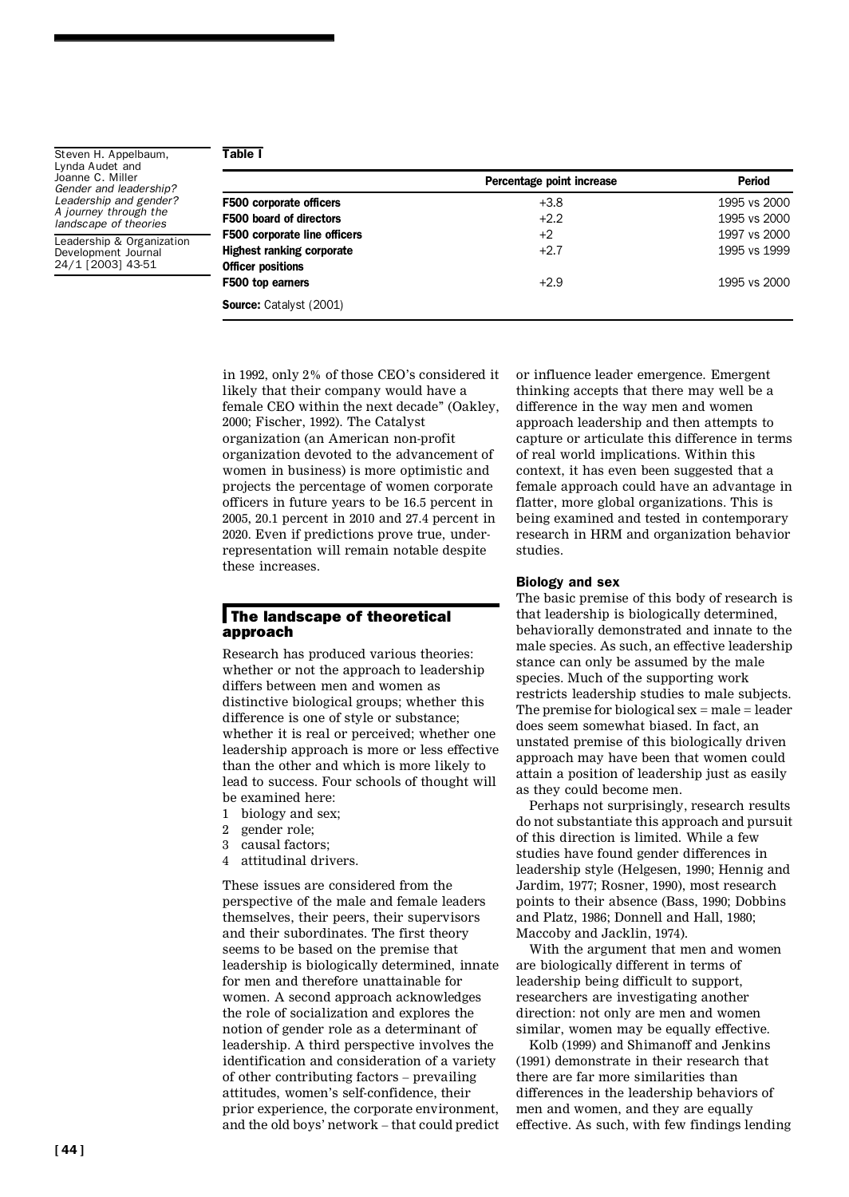**Table I**

| | Percentage point increase | Period |
|---|---|---|
| **F500 corporate officers** | +3.8 | 1995 vs 2000 |
| **F500 board of directors** | +2.2 | 1995 vs 2000 |
| **F500 corporate line officers** | +2 | 1997 vs 2000 |
| **Highest ranking corporate Officer positions** | +2.7 | 1995 vs 1999 |
| **F500 top earners** | +2.9 | 1995 vs 2000 |

**Source:** Catalyst (2001)

in 1992, only 2% of those CEO's considered it likely that their company would have a female CEO within the next decade" (Oakley, 2000; Fischer, 1992). The Catalyst organization (an American non-profit organization devoted to the advancement of women in business) is more optimistic and projects the percentage of women corporate officers in future years to be 16.5 percent in 2005, 20.1 percent in 2010 and 27.4 percent in 2020. Even if predictions prove true, under-representation will remain notable despite these increases.

## The landscape of theoretical approach

Research has produced various theories: whether or not the approach to leadership differs between men and women as distinctive biological groups; whether this difference is one of style or substance; whether it is real or perceived; whether one leadership approach is more or less effective than the other and which is more likely to lead to success. Four schools of thought will be examined here:

1. biology and sex;
2. gender role;
3. causal factors;
4. attitudinal drivers.

These issues are considered from the perspective of the male and female leaders themselves, their peers, their supervisors and their subordinates. The first theory seems to be based on the premise that leadership is biologically determined, innate for men and therefore unattainable for women. A second approach acknowledges the role of socialization and explores the notion of gender role as a determinant of leadership. A third perspective involves the identification and consideration of a variety of other contributing factors – prevailing attitudes, women's self-confidence, their prior experience, the corporate environment, and the old boys' network – that could predict or influence leader emergence. Emergent thinking accepts that there may well be a difference in the way men and women approach leadership and then attempts to capture or articulate this difference in terms of real world implications. Within this context, it has even been suggested that a female approach could have an advantage in flatter, more global organizations. This is being examined and tested in contemporary research in HRM and organization behavior studies.

### Biology and sex

The basic premise of this body of research is that leadership is biologically determined, behaviorally demonstrated and innate to the male species. As such, an effective leadership stance can only be assumed by the male species. Much of the supporting work restricts leadership studies to male subjects. The premise for biological sex = male = leader does seem somewhat biased. In fact, an unstated premise of this biologically driven approach may have been that women could attain a position of leadership just as easily as they could become men.

Perhaps not surprisingly, research results do not substantiate this approach and pursuit of this direction is limited. While a few studies have found gender differences in leadership style (Helgesen, 1990; Hennig and Jardim, 1977; Rosner, 1990), most research points to their absence (Bass, 1990; Dobbins and Platz, 1986; Donnell and Hall, 1980; Maccoby and Jacklin, 1974).

With the argument that men and women are biologically different in terms of leadership being difficult to support, researchers are investigating another direction: not only are men and women similar, women may be equally effective.

Kolb (1999) and Shimanoff and Jenkins (1991) demonstrate in their research that there are far more similarities than differences in the leadership behaviors of men and women, and they are equally effective. As such, with few findings lending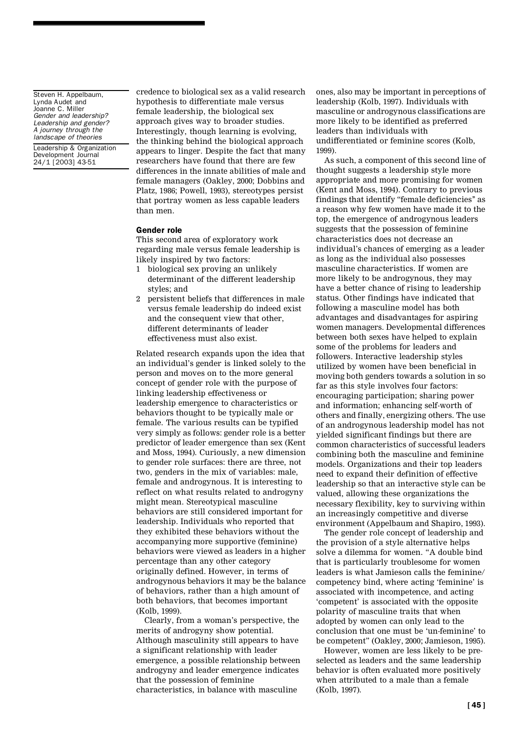credence to biological sex as a valid research hypothesis to differentiate male versus female leadership, the biological sex approach gives way to broader studies. Interestingly, though learning is evolving, the thinking behind the biological approach appears to linger. Despite the fact that many researchers have found that there are few differences in the innate abilities of male and female managers (Oakley, 2000; Dobbins and Platz, 1986; Powell, 1993), stereotypes persist that portray women as less capable leaders than men.

### Gender role

This second area of exploratory work regarding male versus female leadership is likely inspired by two factors:

1. biological sex proving an unlikely determinant of the different leadership styles; and
2. persistent beliefs that differences in male versus female leadership do indeed exist and the consequent view that other, different determinants of leader effectiveness must also exist.

Related research expands upon the idea that an individual's gender is linked solely to the person and moves on to the more general concept of gender role with the purpose of linking leadership effectiveness or leadership emergence to characteristics or behaviors thought to be typically male or female. The various results can be typified very simply as follows: gender role is a better predictor of leader emergence than sex (Kent and Moss, 1994). Curiously, a new dimension to gender role surfaces: there are three, not two, genders in the mix of variables: male, female and androgynous. It is interesting to reflect on what results related to androgyny might mean. Stereotypical masculine behaviors are still considered important for leadership. Individuals who reported that they exhibited these behaviors without the accompanying more supportive (feminine) behaviors were viewed as leaders in a higher percentage than any other category originally defined. However, in terms of androgynous behaviors it may be the balance of behaviors, rather than a high amount of both behaviors, that becomes important (Kolb, 1999).

Clearly, from a woman's perspective, the merits of androgyny show potential. Although masculinity still appears to have a significant relationship with leader emergence, a possible relationship between androgyny and leader emergence indicates that the possession of feminine characteristics, in balance with masculine ones, also may be important in perceptions of leadership (Kolb, 1997). Individuals with masculine or androgynous classifications are more likely to be identified as preferred leaders than individuals with undifferentiated or feminine scores (Kolb, 1999).

As such, a component of this second line of thought suggests a leadership style more appropriate and more promising for women (Kent and Moss, 1994). Contrary to previous findings that identify "female deficiencies" as a reason why few women have made it to the top, the emergence of androgynous leaders suggests that the possession of feminine characteristics does not decrease an individual's chances of emerging as a leader as long as the individual also possesses masculine characteristics. If women are more likely to be androgynous, they may have a better chance of rising to leadership status. Other findings have indicated that following a masculine model has both advantages and disadvantages for aspiring women managers. Developmental differences between both sexes have helped to explain some of the problems for leaders and followers. Interactive leadership styles utilized by women have been beneficial in moving both genders towards a solution in so far as this style involves four factors: encouraging participation; sharing power and information; enhancing self-worth of others and finally, energizing others. The use of an androgynous leadership model has not yielded significant findings but there are common characteristics of successful leaders combining both the masculine and feminine models. Organizations and their top leaders need to expand their definition of effective leadership so that an interactive style can be valued, allowing these organizations the necessary flexibility, key to surviving within an increasingly competitive and diverse environment (Appelbaum and Shapiro, 1993).

The gender role concept of leadership and the provision of a style alternative helps solve a dilemma for women. "A double bind that is particularly troublesome for women leaders is what Jamieson calls the feminine/competency bind, where acting 'feminine' is associated with incompetence, and acting 'competent' is associated with the opposite polarity of masculine traits that when adopted by women can only lead to the conclusion that one must be 'un-feminine' to be competent" (Oakley, 2000; Jamieson, 1995).

However, women are less likely to be pre-selected as leaders and the same leadership behavior is often evaluated more positively when attributed to a male than a female (Kolb, 1997).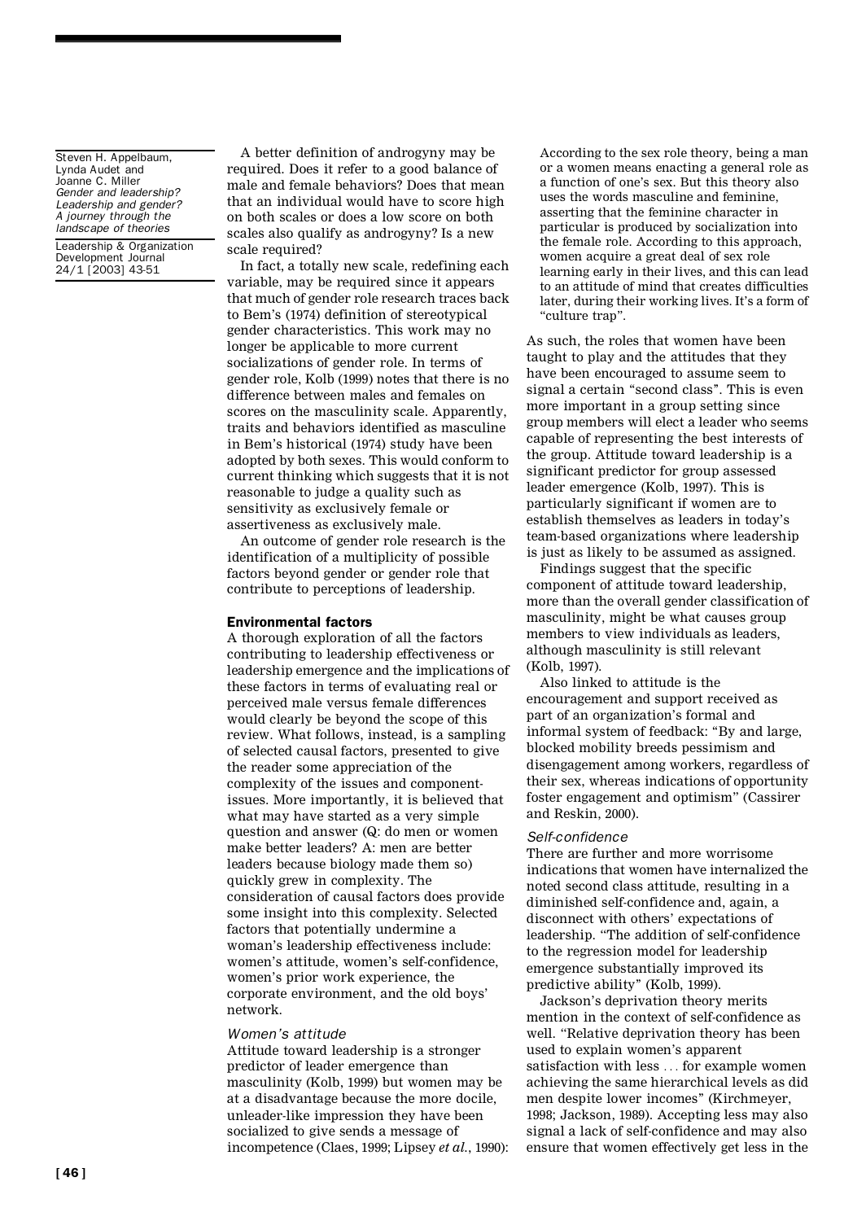A better definition of androgyny may be required. Does it refer to a good balance of male and female behaviors? Does that mean that an individual would have to score high on both scales or does a low score on both scales also qualify as androgyny? Is a new scale required?

In fact, a totally new scale, redefining each variable, may be required since it appears that much of gender role research traces back to Bem's (1974) definition of stereotypical gender characteristics. This work may no longer be applicable to more current socializations of gender role. In terms of gender role, Kolb (1999) notes that there is no difference between males and females on scores on the masculinity scale. Apparently, traits and behaviors identified as masculine in Bem's historical (1974) study have been adopted by both sexes. This would conform to current thinking which suggests that it is not reasonable to judge a quality such as sensitivity as exclusively female or assertiveness as exclusively male.

An outcome of gender role research is the identification of a multiplicity of possible factors beyond gender or gender role that contribute to perceptions of leadership.

### Environmental factors

A thorough exploration of all the factors contributing to leadership effectiveness or leadership emergence and the implications of these factors in terms of evaluating real or perceived male versus female differences would clearly be beyond the scope of this review. What follows, instead, is a sampling of selected causal factors, presented to give the reader some appreciation of the complexity of the issues and component-issues. More importantly, it is believed that what may have started as a very simple question and answer (Q: do men or women make better leaders? A: men are better leaders because biology made them so) quickly grew in complexity. The consideration of causal factors does provide some insight into this complexity. Selected factors that potentially undermine a woman's leadership effectiveness include: women's attitude, women's self-confidence, women's prior work experience, the corporate environment, and the old boys' network.

#### *Women's attitude*

Attitude toward leadership is a stronger predictor of leader emergence than masculinity (Kolb, 1999) but women may be at a disadvantage because the more docile, unleader-like impression they have been socialized to give sends a message of incompetence (Claes, 1999; Lipsey *et al.*, 1990):

> According to the sex role theory, being a man or a women means enacting a general role as a function of one's sex. But this theory also uses the words masculine and feminine, asserting that the feminine character in particular is produced by socialization into the female role. According to this approach, women acquire a great deal of sex role learning early in their lives, and this can lead to an attitude of mind that creates difficulties later, during their working lives. It's a form of "culture trap".

As such, the roles that women have been taught to play and the attitudes that they have been encouraged to assume seem to signal a certain "second class". This is even more important in a group setting since group members will elect a leader who seems capable of representing the best interests of the group. Attitude toward leadership is a significant predictor for group assessed leader emergence (Kolb, 1997). This is particularly significant if women are to establish themselves as leaders in today's team-based organizations where leadership is just as likely to be assumed as assigned.

Findings suggest that the specific component of attitude toward leadership, more than the overall gender classification of masculinity, might be what causes group members to view individuals as leaders, although masculinity is still relevant (Kolb, 1997).

Also linked to attitude is the encouragement and support received as part of an organization's formal and informal system of feedback: "By and large, blocked mobility breeds pessimism and disengagement among workers, regardless of their sex, whereas indications of opportunity foster engagement and optimism" (Cassirer and Reskin, 2000).

#### *Self-confidence*

There are further and more worrisome indications that women have internalized the noted second class attitude, resulting in a diminished self-confidence and, again, a disconnect with others' expectations of leadership. "The addition of self-confidence to the regression model for leadership emergence substantially improved its predictive ability" (Kolb, 1999).

Jackson's deprivation theory merits mention in the context of self-confidence as well. "Relative deprivation theory has been used to explain women's apparent satisfaction with less … for example women achieving the same hierarchical levels as did men despite lower incomes" (Kirchmeyer, 1998; Jackson, 1989). Accepting less may also signal a lack of self-confidence and may also ensure that women effectively get less in the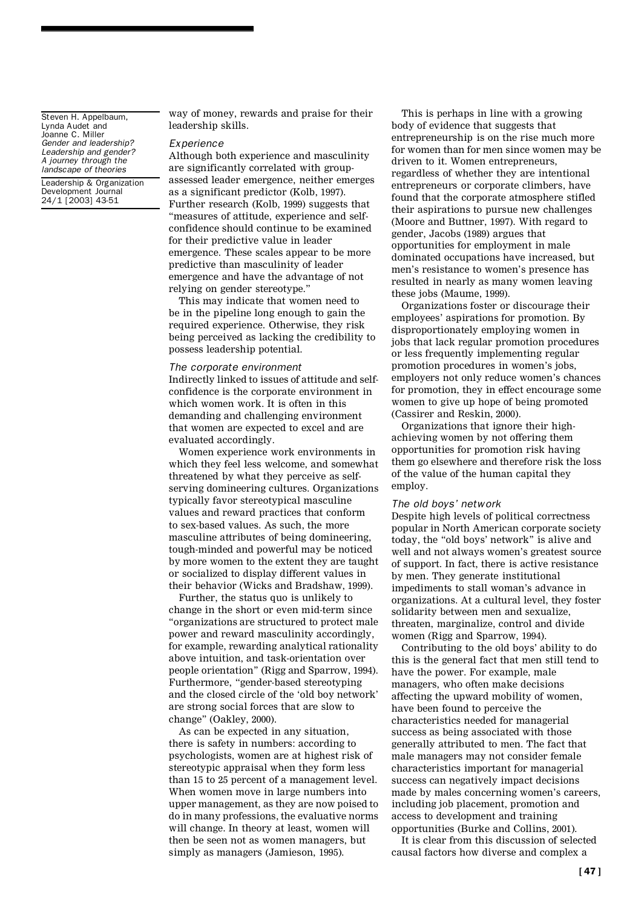way of money, rewards and praise for their leadership skills.

### *Experience*

Although both experience and masculinity are significantly correlated with group-assessed leader emergence, neither emerges as a significant predictor (Kolb, 1997). Further research (Kolb, 1999) suggests that "measures of attitude, experience and self-confidence should continue to be examined for their predictive value in leader emergence. These scales appear to be more predictive than masculinity of leader emergence and have the advantage of not relying on gender stereotype."

This may indicate that women need to be in the pipeline long enough to gain the required experience. Otherwise, they risk being perceived as lacking the credibility to possess leadership potential.

### *The corporate environment*

Indirectly linked to issues of attitude and self-confidence is the corporate environment in which women work. It is often in this demanding and challenging environment that women are expected to excel and are evaluated accordingly.

Women experience work environments in which they feel less welcome, and somewhat threatened by what they perceive as self-serving domineering cultures. Organizations typically favor stereotypical masculine values and reward practices that conform to sex-based values. As such, the more masculine attributes of being domineering, tough-minded and powerful may be noticed by more women to the extent they are taught or socialized to display different values in their behavior (Wicks and Bradshaw, 1999).

Further, the status quo is unlikely to change in the short or even mid-term since "organizations are structured to protect male power and reward masculinity accordingly, for example, rewarding analytical rationality above intuition, and task-orientation over people orientation" (Rigg and Sparrow, 1994). Furthermore, "gender-based stereotyping and the closed circle of the 'old boy network' are strong social forces that are slow to change" (Oakley, 2000).

As can be expected in any situation, there is safety in numbers: according to psychologists, women are at highest risk of stereotypic appraisal when they form less than 15 to 25 percent of a management level. When women move in large numbers into upper management, as they are now poised to do in many professions, the evaluative norms will change. In theory at least, women will then be seen not as women managers, but simply as managers (Jamieson, 1995).

This is perhaps in line with a growing body of evidence that suggests that entrepreneurship is on the rise much more for women than for men since women may be driven to it. Women entrepreneurs, regardless of whether they are intentional entrepreneurs or corporate climbers, have found that the corporate atmosphere stifled their aspirations to pursue new challenges (Moore and Buttner, 1997). With regard to gender, Jacobs (1989) argues that opportunities for employment in male dominated occupations have increased, but men's resistance to women's presence has resulted in nearly as many women leaving these jobs (Maume, 1999).

Organizations foster or discourage their employees' aspirations for promotion. By disproportionately employing women in jobs that lack regular promotion procedures or less frequently implementing regular promotion procedures in women's jobs, employers not only reduce women's chances for promotion, they in effect encourage some women to give up hope of being promoted (Cassirer and Reskin, 2000).

Organizations that ignore their high-achieving women by not offering them opportunities for promotion risk having them go elsewhere and therefore risk the loss of the value of the human capital they employ.

### *The old boys' network*

Despite high levels of political correctness popular in North American corporate society today, the "old boys' network" is alive and well and not always women's greatest source of support. In fact, there is active resistance by men. They generate institutional impediments to stall woman's advance in organizations. At a cultural level, they foster solidarity between men and sexualize, threaten, marginalize, control and divide women (Rigg and Sparrow, 1994).

Contributing to the old boys' ability to do this is the general fact that men still tend to have the power. For example, male managers, who often make decisions affecting the upward mobility of women, have been found to perceive the characteristics needed for managerial success as being associated with those generally attributed to men. The fact that male managers may not consider female characteristics important for managerial success can negatively impact decisions made by males concerning women's careers, including job placement, promotion and access to development and training opportunities (Burke and Collins, 2001).

It is clear from this discussion of selected causal factors how diverse and complex a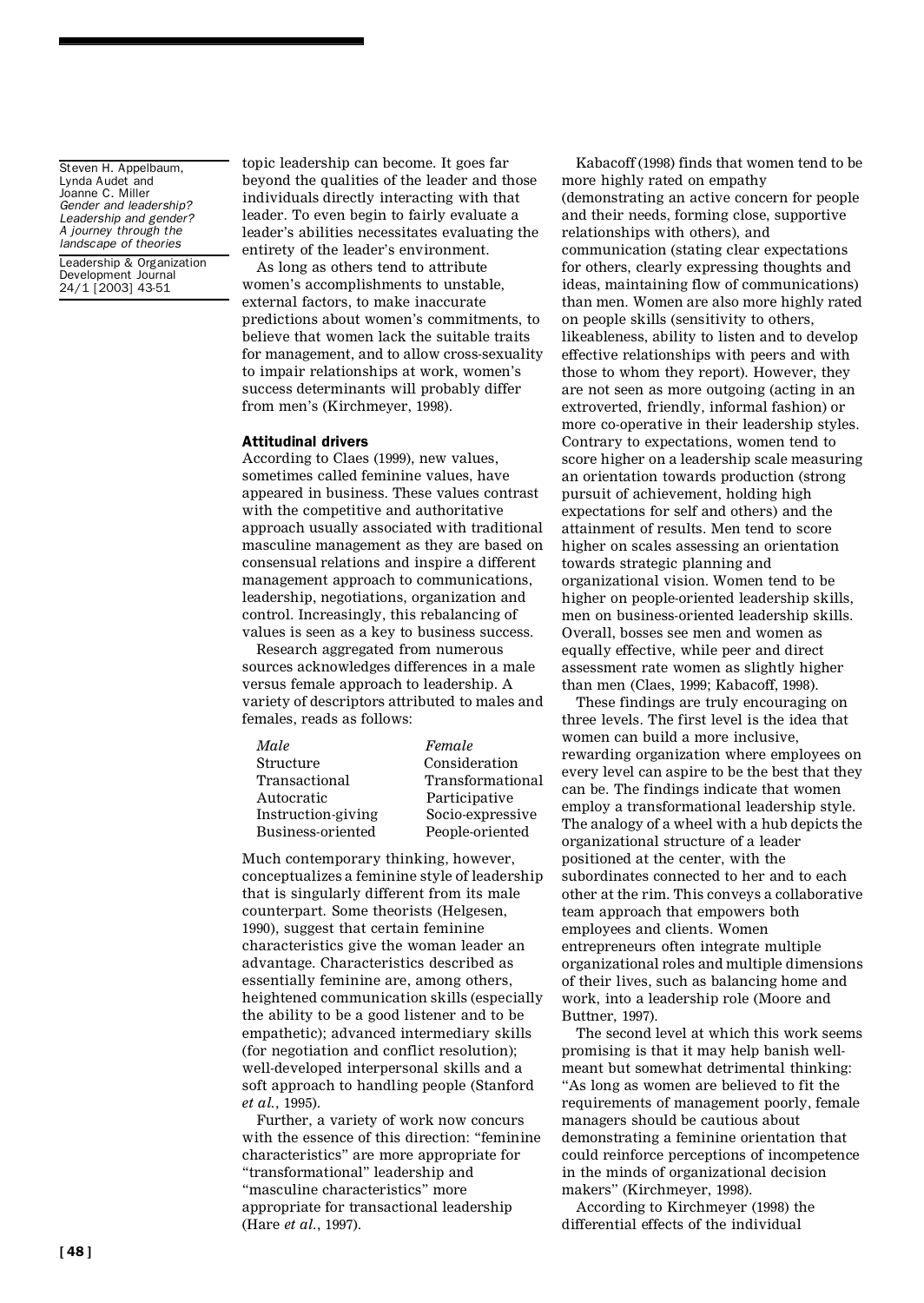topic leadership can become. It goes far beyond the qualities of the leader and those individuals directly interacting with that leader. To even begin to fairly evaluate a leader's abilities necessitates evaluating the entirety of the leader's environment.

As long as others tend to attribute women's accomplishments to unstable, external factors, to make inaccurate predictions about women's commitments, to believe that women lack the suitable traits for management, and to allow cross-sexuality to impair relationships at work, women's success determinants will probably differ from men's (Kirchmeyer, 1998).

### Attitudinal drivers

According to Claes (1999), new values, sometimes called feminine values, have appeared in business. These values contrast with the competitive and authoritative approach usually associated with traditional masculine management as they are based on consensual relations and inspire a different management approach to communications, leadership, negotiations, organization and control. Increasingly, this rebalancing of values is seen as a key to business success.

Research aggregated from numerous sources acknowledges differences in a male versus female approach to leadership. A variety of descriptors attributed to males and females, reads as follows:

| *Male* | *Female* |
|---|---|
| Structure | Consideration |
| Transactional | Transformational |
| Autocratic | Participative |
| Instruction-giving | Socio-expressive |
| Business-oriented | People-oriented |

Much contemporary thinking, however, conceptualizes a feminine style of leadership that is singularly different from its male counterpart. Some theorists (Helgesen, 1990), suggest that certain feminine characteristics give the woman leader an advantage. Characteristics described as essentially feminine are, among others, heightened communication skills (especially the ability to be a good listener and to be empathetic); advanced intermediary skills (for negotiation and conflict resolution); well-developed interpersonal skills and a soft approach to handling people (Stanford *et al.*, 1995).

Further, a variety of work now concurs with the essence of this direction: "feminine characteristics" are more appropriate for "transformational" leadership and "masculine characteristics" more appropriate for transactional leadership (Hare *et al.*, 1997).

Kabacoff (1998) finds that women tend to be more highly rated on empathy (demonstrating an active concern for people and their needs, forming close, supportive relationships with others), and communication (stating clear expectations for others, clearly expressing thoughts and ideas, maintaining flow of communications) than men. Women are also more highly rated on people skills (sensitivity to others, likeableness, ability to listen and to develop effective relationships with peers and with those to whom they report). However, they are not seen as more outgoing (acting in an extroverted, friendly, informal fashion) or more co-operative in their leadership styles. Contrary to expectations, women tend to score higher on a leadership scale measuring an orientation towards production (strong pursuit of achievement, holding high expectations for self and others) and the attainment of results. Men tend to score higher on scales assessing an orientation towards strategic planning and organizational vision. Women tend to be higher on people-oriented leadership skills, men on business-oriented leadership skills. Overall, bosses see men and women as equally effective, while peer and direct assessment rate women as slightly higher than men (Claes, 1999; Kabacoff, 1998).

These findings are truly encouraging on three levels. The first level is the idea that women can build a more inclusive, rewarding organization where employees on every level can aspire to be the best that they can be. The findings indicate that women employ a transformational leadership style. The analogy of a wheel with a hub depicts the organizational structure of a leader positioned at the center, with the subordinates connected to her and to each other at the rim. This conveys a collaborative team approach that empowers both employees and clients. Women entrepreneurs often integrate multiple organizational roles and multiple dimensions of their lives, such as balancing home and work, into a leadership role (Moore and Buttner, 1997).

The second level at which this work seems promising is that it may help banish well-meant but somewhat detrimental thinking: "As long as women are believed to fit the requirements of management poorly, female managers should be cautious about demonstrating a feminine orientation that could reinforce perceptions of incompetence in the minds of organizational decision makers" (Kirchmeyer, 1998).

According to Kirchmeyer (1998) the differential effects of the individual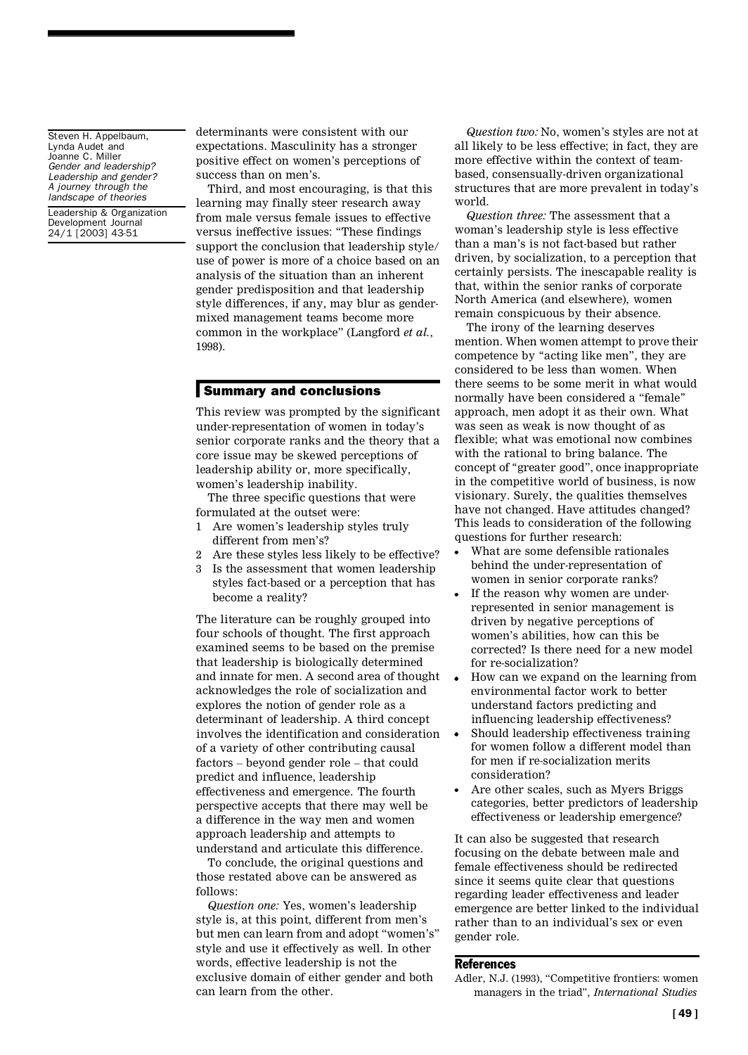determinants were consistent with our expectations. Masculinity has a stronger positive effect on women's perceptions of success than on men's.

Third, and most encouraging, is that this learning may finally steer research away from male versus female issues to effective versus ineffective issues: "These findings support the conclusion that leadership style/use of power is more of a choice based on an analysis of the situation than an inherent gender predisposition and that leadership style differences, if any, may blur as gender-mixed management teams become more common in the workplace" (Langford *et al.*, 1998).

## Summary and conclusions

This review was prompted by the significant under-representation of women in today's senior corporate ranks and the theory that a core issue may be skewed perceptions of leadership ability or, more specifically, women's leadership inability.

The three specific questions that were formulated at the outset were:

1. Are women's leadership styles truly different from men's?
2. Are these styles less likely to be effective?
3. Is the assessment that women leadership styles fact-based or a perception that has become a reality?

The literature can be roughly grouped into four schools of thought. The first approach examined seems to be based on the premise that leadership is biologically determined and innate for men. A second area of thought acknowledges the role of socialization and explores the notion of gender role as a determinant of leadership. A third concept involves the identification and consideration of a variety of other contributing causal factors – beyond gender role – that could predict and influence, leadership effectiveness and emergence. The fourth perspective accepts that there may well be a difference in the way men and women approach leadership and attempts to understand and articulate this difference.

To conclude, the original questions and those restated above can be answered as follows:

*Question one:* Yes, women's leadership style is, at this point, different from men's but men can learn from and adopt "women's" style and use it effectively as well. In other words, effective leadership is not the exclusive domain of either gender and both can learn from the other.

*Question two:* No, women's styles are not at all likely to be less effective; in fact, they are more effective within the context of team-based, consensually-driven organizational structures that are more prevalent in today's world.

*Question three:* The assessment that a woman's leadership style is less effective than a man's is not fact-based but rather driven, by socialization, to a perception that certainly persists. The inescapable reality is that, within the senior ranks of corporate North America (and elsewhere), women remain conspicuous by their absence.

The irony of the learning deserves mention. When women attempt to prove their competence by "acting like men", they are considered to be less than women. When there seems to be some merit in what would normally have been considered a "female" approach, men adopt it as their own. What was seen as weak is now thought of as flexible; what was emotional now combines with the rational to bring balance. The concept of "greater good", once inappropriate in the competitive world of business, is now visionary. Surely, the qualities themselves have not changed. Have attitudes changed? This leads to consideration of the following questions for further research:

- What are some defensible rationales behind the under-representation of women in senior corporate ranks?
- If the reason why women are under-represented in senior management is driven by negative perceptions of women's abilities, how can this be corrected? Is there need for a new model for re-socialization?
- How can we expand on the learning from environmental factor work to better understand factors predicting and influencing leadership effectiveness?
- Should leadership effectiveness training for women follow a different model than for men if re-socialization merits consideration?
- Are other scales, such as Myers Briggs categories, better predictors of leadership effectiveness or leadership emergence?

It can also be suggested that research focusing on the debate between male and female effectiveness should be redirected since it seems quite clear that questions regarding leader effectiveness and leader emergence are better linked to the individual rather than to an individual's sex or even gender role.

## References

Adler, N.J. (1993), "Competitive frontiers: women managers in the triad", *International Studies*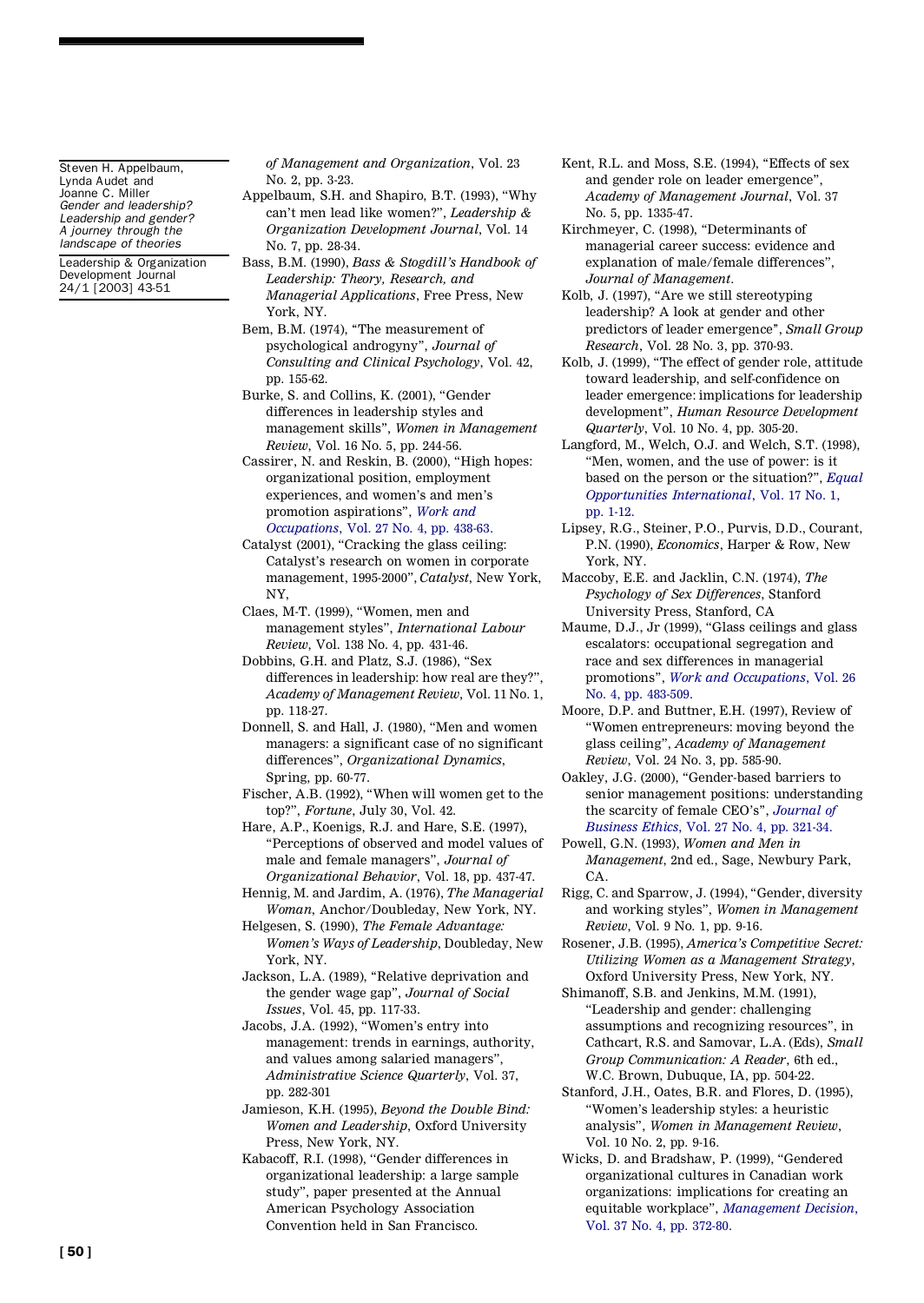of Management and Organization, Vol. 23 No. 2, pp. 3-23.

Appelbaum, S.H. and Shapiro, B.T. (1993), "Why can't men lead like women?", *Leadership & Organization Development Journal*, Vol. 14 No. 7, pp. 28-34.

Bass, B.M. (1990), *Bass & Stogdill's Handbook of Leadership: Theory, Research, and Managerial Applications*, Free Press, New York, NY.

Bem, B.M. (1974), "The measurement of psychological androgyny", *Journal of Consulting and Clinical Psychology*, Vol. 42, pp. 155-62.

Burke, S. and Collins, K. (2001), "Gender differences in leadership styles and management skills", *Women in Management Review*, Vol. 16 No. 5, pp. 244-56.

Cassirer, N. and Reskin, B. (2000), "High hopes: organizational position, employment experiences, and women's and men's promotion aspirations", *Work and Occupations*, Vol. 27 No. 4, pp. 438-63.

Catalyst (2001), "Cracking the glass ceiling: Catalyst's research on women in corporate management, 1995-2000", *Catalyst*, New York, NY,

Claes, M-T. (1999), "Women, men and management styles", *International Labour Review*, Vol. 138 No. 4, pp. 431-46.

Dobbins, G.H. and Platz, S.J. (1986), "Sex differences in leadership: how real are they?", *Academy of Management Review*, Vol. 11 No. 1, pp. 118-27.

Donnell, S. and Hall, J. (1980), "Men and women managers: a significant case of no significant differences", *Organizational Dynamics*, Spring, pp. 60-77.

Fischer, A.B. (1992), "When will women get to the top?", *Fortune*, July 30, Vol. 42.

Hare, A.P., Koenigs, R.J. and Hare, S.E. (1997), "Perceptions of observed and model values of male and female managers", *Journal of Organizational Behavior*, Vol. 18, pp. 437-47.

Hennig, M. and Jardim, A. (1976), *The Managerial Woman*, Anchor/Doubleday, New York, NY.

Helgesen, S. (1990), *The Female Advantage: Women's Ways of Leadership*, Doubleday, New York, NY.

Jackson, L.A. (1989), "Relative deprivation and the gender wage gap", *Journal of Social Issues*, Vol. 45, pp. 117-33.

Jacobs, J.A. (1992), "Women's entry into management: trends in earnings, authority, and values among salaried managers", *Administrative Science Quarterly*, Vol. 37, pp. 282-301

Jamieson, K.H. (1995), *Beyond the Double Bind: Women and Leadership*, Oxford University Press, New York, NY.

Kabacoff, R.I. (1998), "Gender differences in organizational leadership: a large sample study", paper presented at the Annual American Psychology Association Convention held in San Francisco.

Kent, R.L. and Moss, S.E. (1994), "Effects of sex and gender role on leader emergence", *Academy of Management Journal*, Vol. 37 No. 5, pp. 1335-47.

Kirchmeyer, C. (1998), "Determinants of managerial career success: evidence and explanation of male/female differences", *Journal of Management*.

Kolb, J. (1997), "Are we still stereotyping leadership? A look at gender and other predictors of leader emergence", *Small Group Research*, Vol. 28 No. 3, pp. 370-93.

Kolb, J. (1999), "The effect of gender role, attitude toward leadership, and self-confidence on leader emergence: implications for leadership development", *Human Resource Development Quarterly*, Vol. 10 No. 4, pp. 305-20.

Langford, M., Welch, O.J. and Welch, S.T. (1998), "Men, women, and the use of power: is it based on the person or the situation?", *Equal Opportunities International*, Vol. 17 No. 1, pp. 1-12.

Lipsey, R.G., Steiner, P.O., Purvis, D.D., Courant, P.N. (1990), *Economics*, Harper & Row, New York, NY.

Maccoby, E.E. and Jacklin, C.N. (1974), *The Psychology of Sex Differences*, Stanford University Press, Stanford, CA

Maume, D.J., Jr (1999), "Glass ceilings and glass escalators: occupational segregation and race and sex differences in managerial promotions", *Work and Occupations*, Vol. 26 No. 4, pp. 483-509.

Moore, D.P. and Buttner, E.H. (1997), Review of "Women entrepreneurs: moving beyond the glass ceiling", *Academy of Management Review*, Vol. 24 No. 3, pp. 585-90.

Oakley, J.G. (2000), "Gender-based barriers to senior management positions: understanding the scarcity of female CEO's", *Journal of Business Ethics*, Vol. 27 No. 4, pp. 321-34.

Powell, G.N. (1993), *Women and Men in Management*, 2nd ed., Sage, Newbury Park, CA.

Rigg, C. and Sparrow, J. (1994), "Gender, diversity and working styles", *Women in Management Review*, Vol. 9 No. 1, pp. 9-16.

Rosener, J.B. (1995), *America's Competitive Secret: Utilizing Women as a Management Strategy*, Oxford University Press, New York, NY.

Shimanoff, S.B. and Jenkins, M.M. (1991), "Leadership and gender: challenging assumptions and recognizing resources", in Cathcart, R.S. and Samovar, L.A. (Eds), *Small Group Communication: A Reader*, 6th ed., W.C. Brown, Dubuque, IA, pp. 504-22.

Stanford, J.H., Oates, B.R. and Flores, D. (1995), "Women's leadership styles: a heuristic analysis", *Women in Management Review*, Vol. 10 No. 2, pp. 9-16.

Wicks, D. and Bradshaw, P. (1999), "Gendered organizational cultures in Canadian work organizations: implications for creating an equitable workplace", *Management Decision*, Vol. 37 No. 4, pp. 372-80.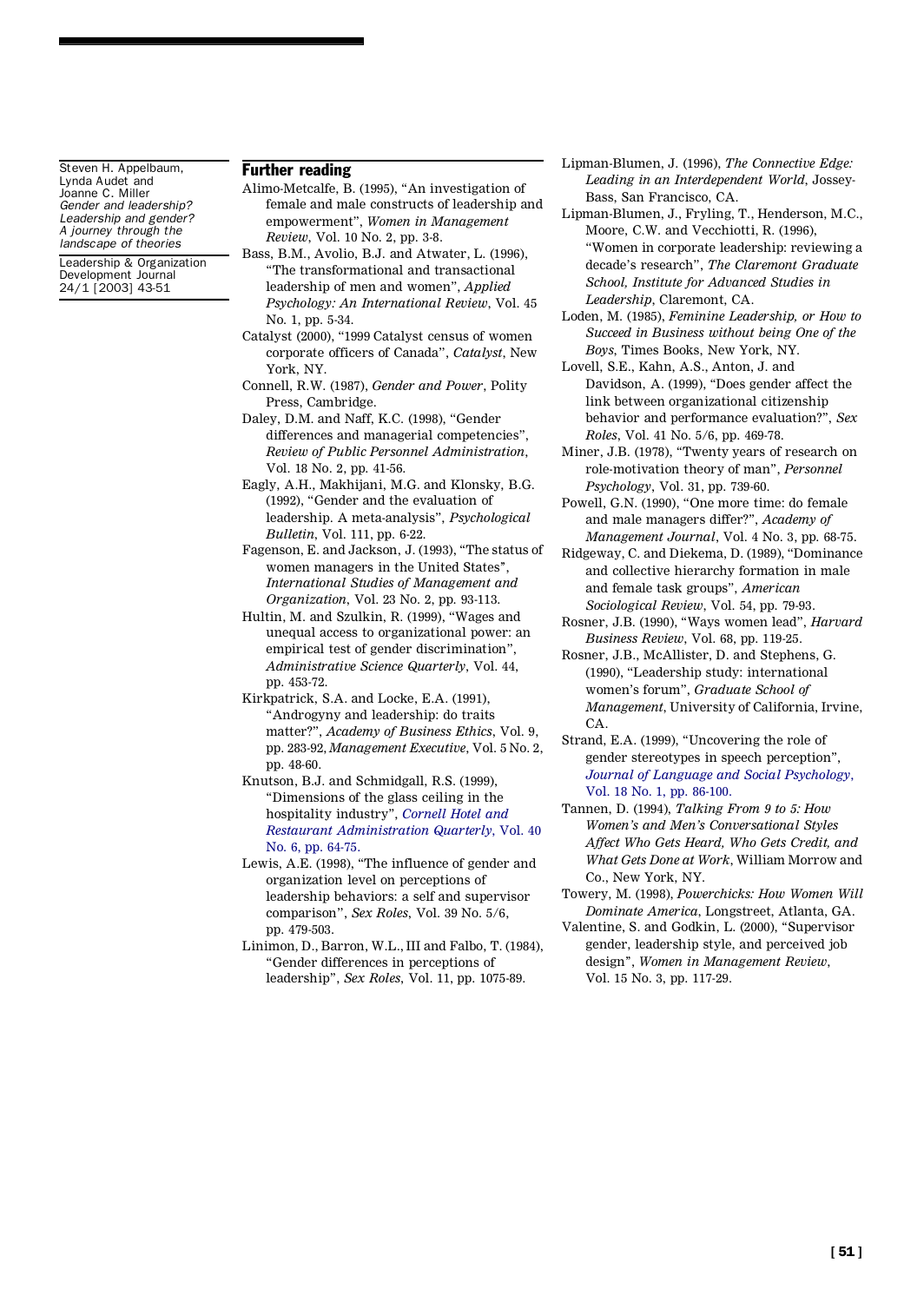## Further reading

Alimo-Metcalfe, B. (1995), "An investigation of female and male constructs of leadership and empowerment", *Women in Management Review*, Vol. 10 No. 2, pp. 3-8.

Bass, B.M., Avolio, B.J. and Atwater, L. (1996), "The transformational and transactional leadership of men and women", *Applied Psychology: An International Review*, Vol. 45 No. 1, pp. 5-34.

Catalyst (2000), "1999 Catalyst census of women corporate officers of Canada", *Catalyst*, New York, NY.

Connell, R.W. (1987), *Gender and Power*, Polity Press, Cambridge.

Daley, D.M. and Naff, K.C. (1998), "Gender differences and managerial competencies", *Review of Public Personnel Administration*, Vol. 18 No. 2, pp. 41-56.

Eagly, A.H., Makhijani, M.G. and Klonsky, B.G. (1992), "Gender and the evaluation of leadership. A meta-analysis", *Psychological Bulletin*, Vol. 111, pp. 6-22.

Fagenson, E. and Jackson, J. (1993), "The status of women managers in the United States", *International Studies of Management and Organization*, Vol. 23 No. 2, pp. 93-113.

Hultin, M. and Szulkin, R. (1999), "Wages and unequal access to organizational power: an empirical test of gender discrimination", *Administrative Science Quarterly*, Vol. 44, pp. 453-72.

Kirkpatrick, S.A. and Locke, E.A. (1991), "Androgyny and leadership: do traits matter?", *Academy of Business Ethics*, Vol. 9, pp. 283-92, *Management Executive*, Vol. 5 No. 2, pp. 48-60.

Knutson, B.J. and Schmidgall, R.S. (1999), "Dimensions of the glass ceiling in the hospitality industry", *Cornell Hotel and Restaurant Administration Quarterly*, Vol. 40 No. 6, pp. 64-75.

Lewis, A.E. (1998), "The influence of gender and organization level on perceptions of leadership behaviors: a self and supervisor comparison", *Sex Roles*, Vol. 39 No. 5/6, pp. 479-503.

Linimon, D., Barron, W.L., III and Falbo, T. (1984), "Gender differences in perceptions of leadership", *Sex Roles*, Vol. 11, pp. 1075-89.

Lipman-Blumen, J. (1996), *The Connective Edge: Leading in an Interdependent World*, Jossey-Bass, San Francisco, CA.

Lipman-Blumen, J., Fryling, T., Henderson, M.C., Moore, C.W. and Vecchiotti, R. (1996), "Women in corporate leadership: reviewing a decade's research", *The Claremont Graduate School, Institute for Advanced Studies in Leadership*, Claremont, CA.

Loden, M. (1985), *Feminine Leadership, or How to Succeed in Business without being One of the Boys*, Times Books, New York, NY.

Lovell, S.E., Kahn, A.S., Anton, J. and Davidson, A. (1999), "Does gender affect the link between organizational citizenship behavior and performance evaluation?", *Sex Roles*, Vol. 41 No. 5/6, pp. 469-78.

Miner, J.B. (1978), "Twenty years of research on role-motivation theory of man", *Personnel Psychology*, Vol. 31, pp. 739-60.

Powell, G.N. (1990), "One more time: do female and male managers differ?", *Academy of Management Journal*, Vol. 4 No. 3, pp. 68-75.

Ridgeway, C. and Diekema, D. (1989), "Dominance and collective hierarchy formation in male and female task groups", *American Sociological Review*, Vol. 54, pp. 79-93.

Rosner, J.B. (1990), "Ways women lead", *Harvard Business Review*, Vol. 68, pp. 119-25.

Rosner, J.B., McAllister, D. and Stephens, G. (1990), "Leadership study: international women's forum", *Graduate School of Management*, University of California, Irvine, CA.

Strand, E.A. (1999), "Uncovering the role of gender stereotypes in speech perception", *Journal of Language and Social Psychology*, Vol. 18 No. 1, pp. 86-100.

Tannen, D. (1994), *Talking From 9 to 5: How Women's and Men's Conversational Styles Affect Who Gets Heard, Who Gets Credit, and What Gets Done at Work*, William Morrow and Co., New York, NY.

Towery, M. (1998), *Powerchicks: How Women Will Dominate America*, Longstreet, Atlanta, GA.

Valentine, S. and Godkin, L. (2000), "Supervisor gender, leadership style, and perceived job design", *Women in Management Review*, Vol. 15 No. 3, pp. 117-29.